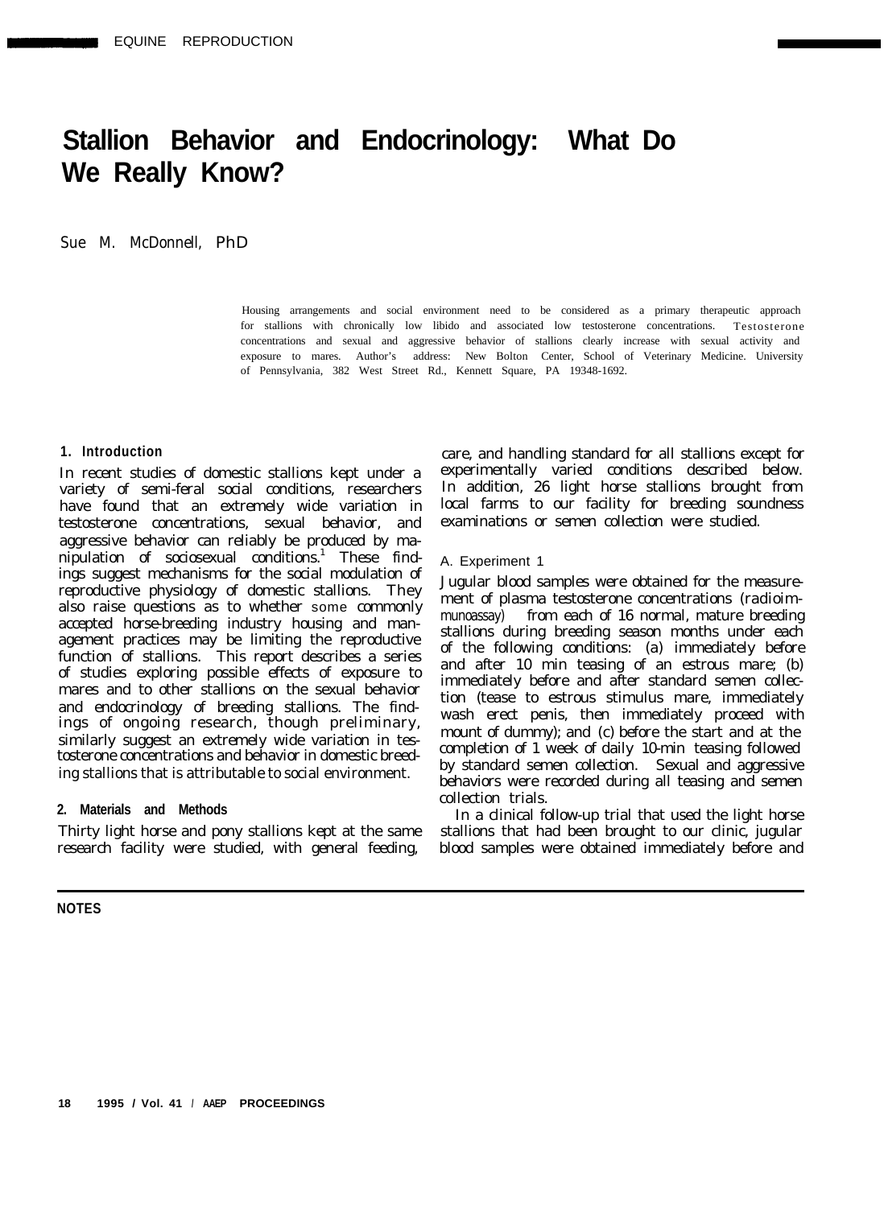# Stallion Behavior and Endocrinology: What Do We Really Know?

Sue M. McDonnell, PhD

Housing arrangements and social environment need to be considered as a primary therapeutic approach for stallions with chronically low libido and associated low testosterone concentrations. Testosterone concentrations and sexual and aggressive behavior of stallions clearly increase with sexual activity and exposure to mares. Author's address: New Bolton Center, School of Veterinary Medicine. University of Pennsylvania, 382 West Street Rd., Kennett Square, PA 19348-1692.

## 1. Introduction

In recent studies of domestic stallions kept under a variety of semi-feral social conditions, researchers have found that an extremely wide variation in testosterone concentrations, sexual behavior, and aggressive behavior can reliably be produced by manipulation of sociosexual conditions.[1] These findings suggest mechanisms for the social modulation of reproductive physiology of domestic stallions. They also raise questions as to whether some commonly accepted horse-breeding industry housing and management practices may be limiting the reproductive function of stallions. This report describes a series of studies exploring possible effects of exposure to mares and to other stallions on the sexual behavior and endocrinology of breeding stallions. The findings of ongoing research, though preliminary, similarly suggest an extremely wide variation in testosterone concentrations and behavior in domestic breeding stallions that is attributable to social environment.

## 2. Materials and Methods

Thirty light horse and pony stallions kept at the same research facility were studied, with general feeding, care, and handling standard for all stallions except for experimentally varied conditions described below. In addition, 26 light horse stallions brought from local farms to our facility for breeding soundness examinations or semen collection were studied.

### A. Experiment 1

Jugular blood samples were obtained for the measurement of plasma testosterone concentrations (radioimmunoassay) from each of 16 normal, mature breeding stallions during breeding season months under each of the following conditions: (a) immediately before and after 10 min teasing of an estrous mare; (b) immediately before and after standard semen collection (tease to estrous stimulus mare, immediately wash erect penis, then immediately proceed with mount of dummy); and (c) before the start and at the completion of 1 week of daily 10-min teasing followed by standard semen collection. Sexual and aggressive behaviors were recorded during all teasing and semen collection trials.

In a clinical follow-up trial that used the light horse stallions that had been brought to our clinic, jugular blood samples were obtained immediately before and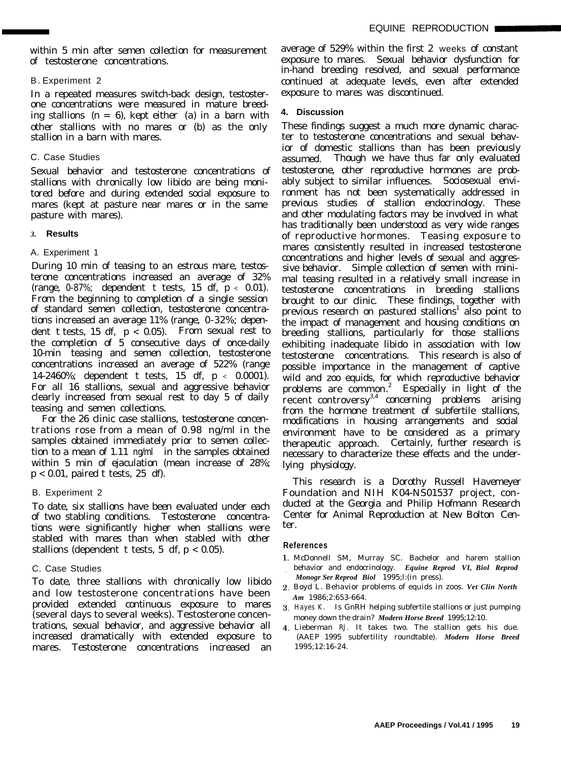within 5 min after semen collection for measurement of testosterone concentrations.

### B. Experiment 2

In a repeated measures switch-back design, testosterone concentrations were measured in mature breeding stallions ($n = 6$), kept either (a) in a barn with other stallions with no mares or (b) as the only stallion in a barn with mares.

### C. Case Studies

Sexual behavior and testosterone concentrations of stallions with chronically low libido are being monitored before and during extended social exposure to mares (kept at pasture near mares or in the same pasture with mares).

## 3. Results

### A. Experiment 1

During 10 min of teasing to an estrous mare, testosterone concentrations increased an average of 32% (range, 0-87%; dependent t tests, 15 df, $p < 0.01$). From the beginning to completion of a single session of standard semen collection, testosterone concentrations increased an average 11% (range, 0-32%; dependent t tests, 15 df, $p < 0.05$). From sexual rest to the completion of 5 consecutive days of once-daily 10-min teasing and semen collection, testosterone concentrations increased an average of 522% (range 14-2460%; dependent t tests, 15 df, $p < 0.0001$). For all 16 stallions, sexual and aggressive behavior clearly increased from sexual rest to day 5 of daily teasing and semen collections.

For the 26 clinic case stallions, testosterone concentrations rose from a mean of 0.98 ng/ml in the samples obtained immediately prior to semen collection to a mean of 1.11 ng/ml in the samples obtained within 5 min of ejaculation (mean increase of 28%; $p < 0.01$, paired t tests, 25 df).

### B. Experiment 2

To date, six stallions have been evaluated under each of two stabling conditions. Testosterone concentrations were significantly higher when stallions were stabled with mares than when stabled with other stallions (dependent t tests, 5 df, $p < 0.05$).

### C. Case Studies

To date, three stallions with chronically low libido and low testosterone concentrations have been provided extended continuous exposure to mares (several days to several weeks). Testosterone concentrations, sexual behavior, and aggressive behavior all increased dramatically with extended exposure to mares. Testosterone concentrations increased an average of 529% within the first 2 weeks of constant exposure to mares. Sexual behavior dysfunction for in-hand breeding resolved, and sexual performance continued at adequate levels, even after extended exposure to mares was discontinued.

## 4. Discussion

These findings suggest a much more dynamic character to testosterone concentrations and sexual behavior of domestic stallions than has been previously assumed. Though we have thus far only evaluated testosterone, other reproductive hormones are probably subject to similar influences. Sociosexual environment has not been systematically addressed in previous studies of stallion endocrinology. These and other modulating factors may be involved in what has traditionally been understood as very wide ranges of reproductive hormones. Teasing exposure to mares consistently resulted in increased testosterone concentrations and higher levels of sexual and aggressive behavior. Simple collection of semen with minimal teasing resulted in a relatively small increase in testosterone concentrations in breeding stallions brought to our clinic. These findings, together with previous research on pastured stallions[1] also point to the impact of management and housing conditions on breeding stallions, particularly for those stallions exhibiting inadequate libido in association with low testosterone concentrations. This research is also of possible importance in the management of captive wild and zoo equids, for which reproductive behavior problems are common.[2] Especially in light of the recent controversy[3,4] concerning problems arising from the hormone treatment of subfertile stallions, modifications in housing arrangements and social environment have to be considered as a primary therapeutic approach. Certainly, further research is necessary to characterize these effects and the underlying physiology.

This research is a Dorothy Russell Havemeyer Foundation and NIH K04-NS01537 project, conducted at the Georgia and Philip Hofmann Research Center for Animal Reproduction at New Bolton Center.

### References

1. McDonnell SM, Murray SC. Bachelor and harem stallion behavior and endocrinology. *Equine Reprod VI, Biol Reprod Monogr Ser Reprod Biol* 1995;l:(in press).
2. Boyd L. Behavior problems of equids in zoos. *Vet Clin North Am* 1986;2:653-664.
3. Hayes K. Is GnRH helping subfertile stallions or just pumping money down the drain? *Modern Horse Breed* 1995;12:10.
4. Lieberman RJ. It takes two. The stallion gets his due. (AAEP 1995 subfertility roundtable). *Modern Horse Breed* 1995;12:16-24.